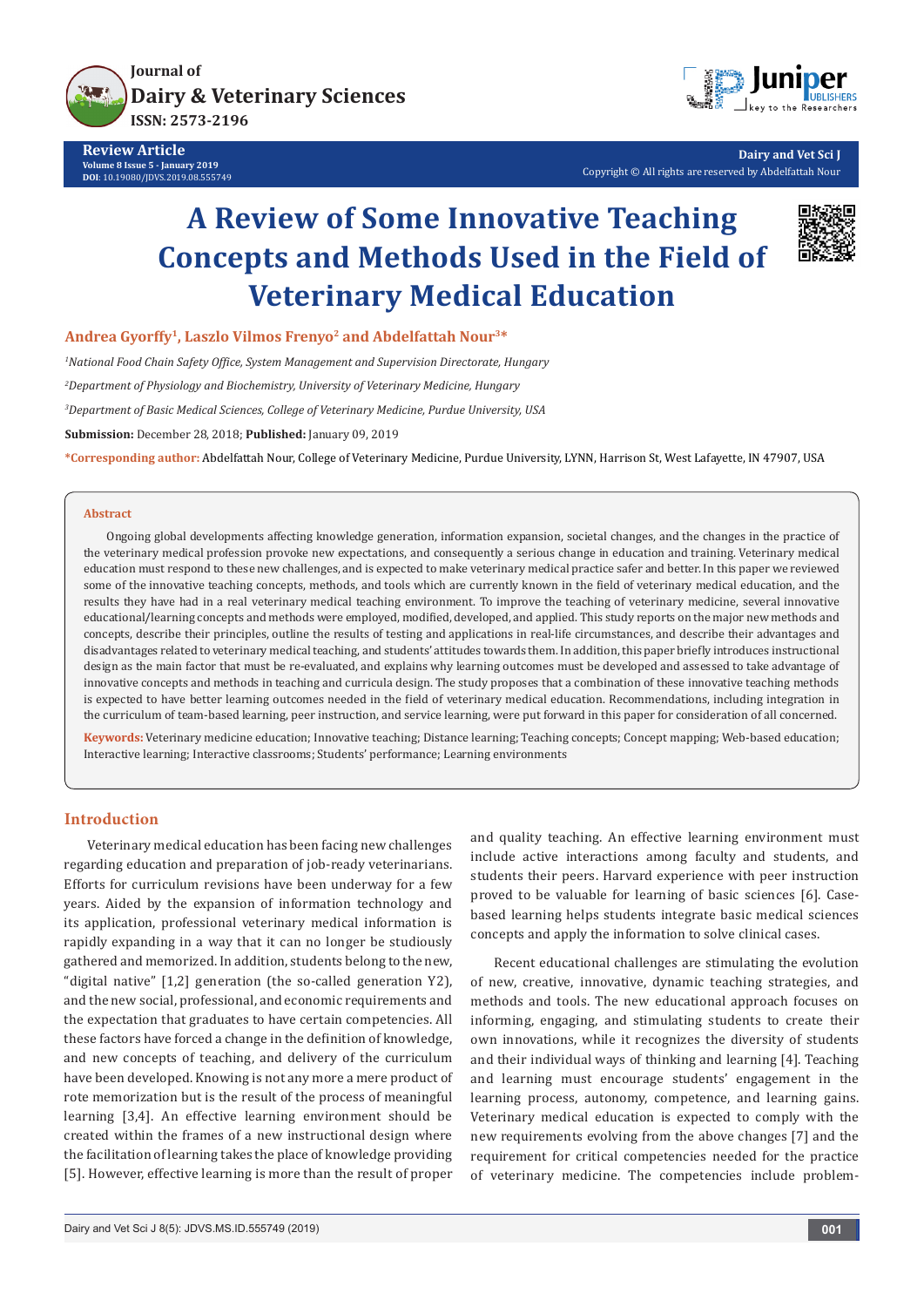Journal of Dairy & Veterinary Sciences
ISSN: 2573-2196

**Review Article**
Volume 8 Issue 5 - January 2019
DOI: 10.19080/JDVS.2019.08.555749

Dairy and Vet Sci J
Copyright © All rights are reserved by Abdelfattah Nour

# A Review of Some Innovative Teaching Concepts and Methods Used in the Field of Veterinary Medical Education

**Andrea Gyorffy[1], Laszlo Vilmos Frenyo[2] and Abdelfattah Nour[3]***

[1]*National Food Chain Safety Office, System Management and Supervision Directorate, Hungary*

[2]*Department of Physiology and Biochemistry, University of Veterinary Medicine, Hungary*

[3]*Department of Basic Medical Sciences, College of Veterinary Medicine, Purdue University, USA*

**Submission:** December 28, 2018; **Published:** January 09, 2019

***Corresponding author:** Abdelfattah Nour, College of Veterinary Medicine, Purdue University, LYNN, Harrison St, West Lafayette, IN 47907, USA

## Abstract

Ongoing global developments affecting knowledge generation, information expansion, societal changes, and the changes in the practice of the veterinary medical profession provoke new expectations, and consequently a serious change in education and training. Veterinary medical education must respond to these new challenges, and is expected to make veterinary medical practice safer and better. In this paper we reviewed some of the innovative teaching concepts, methods, and tools which are currently known in the field of veterinary medical education, and the results they have had in a real veterinary medical teaching environment. To improve the teaching of veterinary medicine, several innovative educational/learning concepts and methods were employed, modified, developed, and applied. This study reports on the major new methods and concepts, describe their principles, outline the results of testing and applications in real-life circumstances, and describe their advantages and disadvantages related to veterinary medical teaching, and students' attitudes towards them. In addition, this paper briefly introduces instructional design as the main factor that must be re-evaluated, and explains why learning outcomes must be developed and assessed to take advantage of innovative concepts and methods in teaching and curricula design. The study proposes that a combination of these innovative teaching methods is expected to have better learning outcomes needed in the field of veterinary medical education. Recommendations, including integration in the curriculum of team-based learning, peer instruction, and service learning, were put forward in this paper for consideration of all concerned.

**Keywords:** Veterinary medicine education; Innovative teaching; Distance learning; Teaching concepts; Concept mapping; Web-based education; Interactive learning; Interactive classrooms; Students' performance; Learning environments

## Introduction

Veterinary medical education has been facing new challenges regarding education and preparation of job-ready veterinarians. Efforts for curriculum revisions have been underway for a few years. Aided by the expansion of information technology and its application, professional veterinary medical information is rapidly expanding in a way that it can no longer be studiously gathered and memorized. In addition, students belong to the new, "digital native" [1,2] generation (the so-called generation Y2), and the new social, professional, and economic requirements and the expectation that graduates to have certain competencies. All these factors have forced a change in the definition of knowledge, and new concepts of teaching, and delivery of the curriculum have been developed. Knowing is not any more a mere product of rote memorization but is the result of the process of meaningful learning [3,4]. An effective learning environment should be created within the frames of a new instructional design where the facilitation of learning takes the place of knowledge providing [5]. However, effective learning is more than the result of proper and quality teaching. An effective learning environment must include active interactions among faculty and students, and students their peers. Harvard experience with peer instruction proved to be valuable for learning of basic sciences [6]. Case-based learning helps students integrate basic medical sciences concepts and apply the information to solve clinical cases.

Recent educational challenges are stimulating the evolution of new, creative, innovative, dynamic teaching strategies, and methods and tools. The new educational approach focuses on informing, engaging, and stimulating students to create their own innovations, while it recognizes the diversity of students and their individual ways of thinking and learning [4]. Teaching and learning must encourage students' engagement in the learning process, autonomy, competence, and learning gains. Veterinary medical education is expected to comply with the new requirements evolving from the above changes [7] and the requirement for critical competencies needed for the practice of veterinary medicine. The competencies include problem-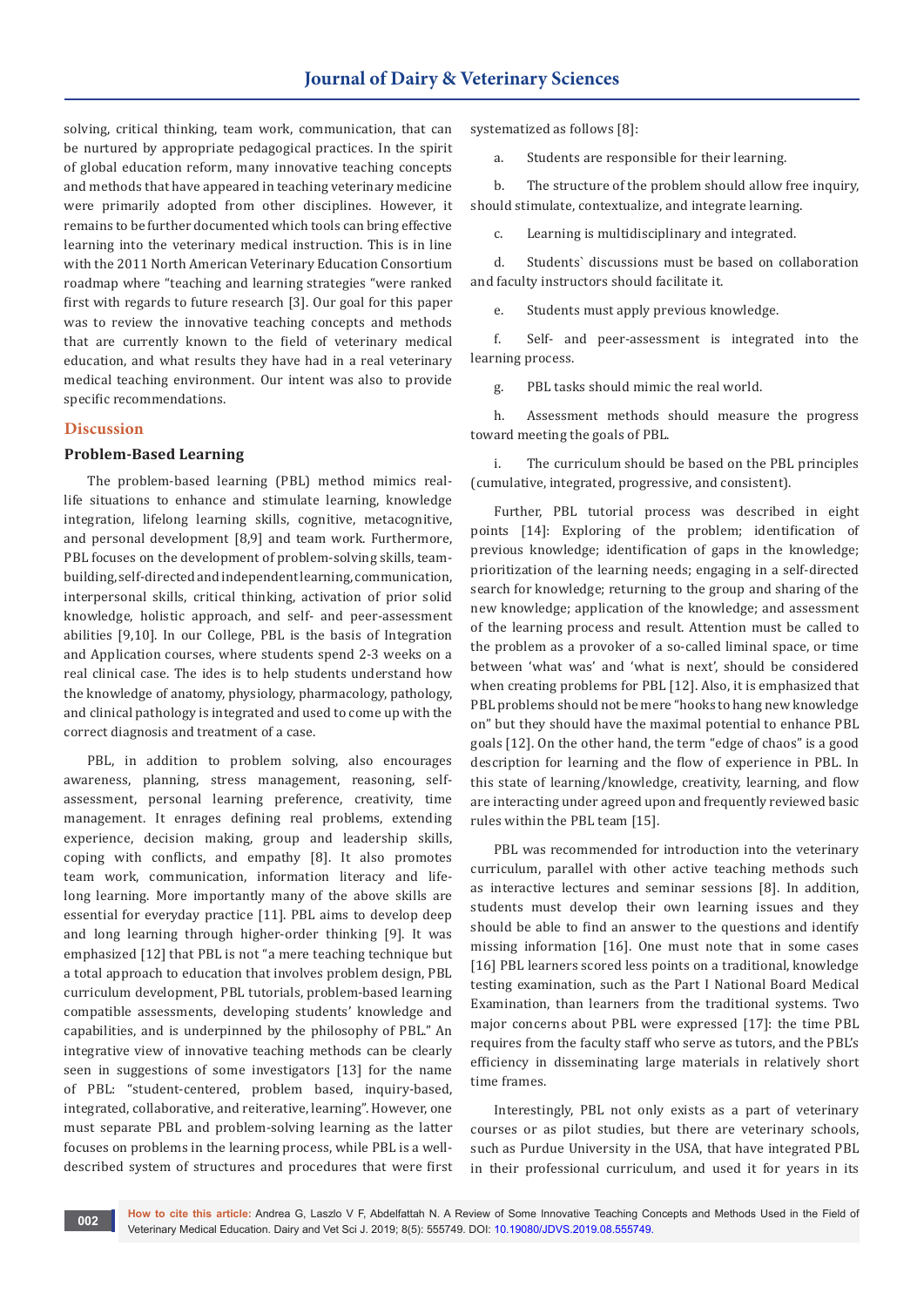solving, critical thinking, team work, communication, that can be nurtured by appropriate pedagogical practices. In the spirit of global education reform, many innovative teaching concepts and methods that have appeared in teaching veterinary medicine were primarily adopted from other disciplines. However, it remains to be further documented which tools can bring effective learning into the veterinary medical instruction. This is in line with the 2011 North American Veterinary Education Consortium roadmap where "teaching and learning strategies "were ranked first with regards to future research [3]. Our goal for this paper was to review the innovative teaching concepts and methods that are currently known to the field of veterinary medical education, and what results they have had in a real veterinary medical teaching environment. Our intent was also to provide specific recommendations.

## Discussion

### Problem-Based Learning

The problem-based learning (PBL) method mimics real-life situations to enhance and stimulate learning, knowledge integration, lifelong learning skills, cognitive, metacognitive, and personal development [8,9] and team work. Furthermore, PBL focuses on the development of problem-solving skills, team-building, self-directed and independent learning, communication, interpersonal skills, critical thinking, activation of prior solid knowledge, holistic approach, and self- and peer-assessment abilities [9,10]. In our College, PBL is the basis of Integration and Application courses, where students spend 2-3 weeks on a real clinical case. The ides is to help students understand how the knowledge of anatomy, physiology, pharmacology, pathology, and clinical pathology is integrated and used to come up with the correct diagnosis and treatment of a case.

PBL, in addition to problem solving, also encourages awareness, planning, stress management, reasoning, self-assessment, personal learning preference, creativity, time management. It enrages defining real problems, extending experience, decision making, group and leadership skills, coping with conflicts, and empathy [8]. It also promotes team work, communication, information literacy and life-long learning. More importantly many of the above skills are essential for everyday practice [11]. PBL aims to develop deep and long learning through higher-order thinking [9]. It was emphasized [12] that PBL is not "a mere teaching technique but a total approach to education that involves problem design, PBL curriculum development, PBL tutorials, problem-based learning compatible assessments, developing students' knowledge and capabilities, and is underpinned by the philosophy of PBL." An integrative view of innovative teaching methods can be clearly seen in suggestions of some investigators [13] for the name of PBL: "student-centered, problem based, inquiry-based, integrated, collaborative, and reiterative, learning". However, one must separate PBL and problem-solving learning as the latter focuses on problems in the learning process, while PBL is a well-described system of structures and procedures that were first systematized as follows [8]:

a. Students are responsible for their learning.

b. The structure of the problem should allow free inquiry, should stimulate, contextualize, and integrate learning.

c. Learning is multidisciplinary and integrated.

d. Students` discussions must be based on collaboration and faculty instructors should facilitate it.

e. Students must apply previous knowledge.

f. Self- and peer-assessment is integrated into the learning process.

g. PBL tasks should mimic the real world.

h. Assessment methods should measure the progress toward meeting the goals of PBL.

i. The curriculum should be based on the PBL principles (cumulative, integrated, progressive, and consistent).

Further, PBL tutorial process was described in eight points [14]: Exploring of the problem; identification of previous knowledge; identification of gaps in the knowledge; prioritization of the learning needs; engaging in a self-directed search for knowledge; returning to the group and sharing of the new knowledge; application of the knowledge; and assessment of the learning process and result. Attention must be called to the problem as a provoker of a so-called liminal space, or time between 'what was' and 'what is next', should be considered when creating problems for PBL [12]. Also, it is emphasized that PBL problems should not be mere "hooks to hang new knowledge on" but they should have the maximal potential to enhance PBL goals [12]. On the other hand, the term "edge of chaos" is a good description for learning and the flow of experience in PBL. In this state of learning/knowledge, creativity, learning, and flow are interacting under agreed upon and frequently reviewed basic rules within the PBL team [15].

PBL was recommended for introduction into the veterinary curriculum, parallel with other active teaching methods such as interactive lectures and seminar sessions [8]. In addition, students must develop their own learning issues and they should be able to find an answer to the questions and identify missing information [16]. One must note that in some cases [16] PBL learners scored less points on a traditional, knowledge testing examination, such as the Part I National Board Medical Examination, than learners from the traditional systems. Two major concerns about PBL were expressed [17]: the time PBL requires from the faculty staff who serve as tutors, and the PBL's efficiency in disseminating large materials in relatively short time frames.

Interestingly, PBL not only exists as a part of veterinary courses or as pilot studies, but there are veterinary schools, such as Purdue University in the USA, that have integrated PBL in their professional curriculum, and used it for years in its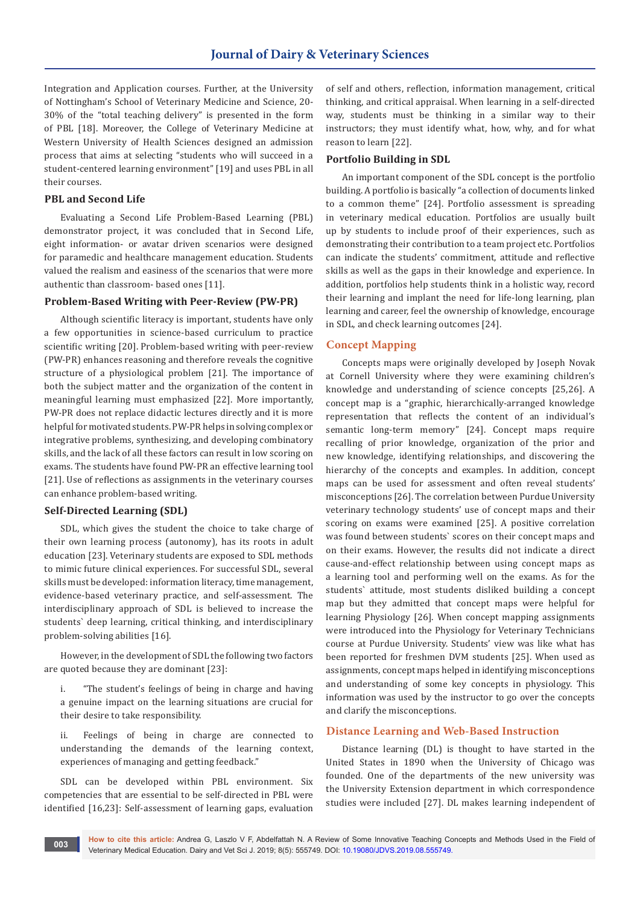Integration and Application courses. Further, at the University of Nottingham's School of Veterinary Medicine and Science, 20-30% of the "total teaching delivery" is presented in the form of PBL [18]. Moreover, the College of Veterinary Medicine at Western University of Health Sciences designed an admission process that aims at selecting "students who will succeed in a student-centered learning environment" [19] and uses PBL in all their courses.

### PBL and Second Life

Evaluating a Second Life Problem-Based Learning (PBL) demonstrator project, it was concluded that in Second Life, eight information- or avatar driven scenarios were designed for paramedic and healthcare management education. Students valued the realism and easiness of the scenarios that were more authentic than classroom- based ones [11].

### Problem-Based Writing with Peer-Review (PW-PR)

Although scientific literacy is important, students have only a few opportunities in science-based curriculum to practice scientific writing [20]. Problem-based writing with peer-review (PW-PR) enhances reasoning and therefore reveals the cognitive structure of a physiological problem [21]. The importance of both the subject matter and the organization of the content in meaningful learning must emphasized [22]. More importantly, PW-PR does not replace didactic lectures directly and it is more helpful for motivated students. PW-PR helps in solving complex or integrative problems, synthesizing, and developing combinatory skills, and the lack of all these factors can result in low scoring on exams. The students have found PW-PR an effective learning tool [21]. Use of reflections as assignments in the veterinary courses can enhance problem-based writing.

### Self-Directed Learning (SDL)

SDL, which gives the student the choice to take charge of their own learning process (autonomy), has its roots in adult education [23]. Veterinary students are exposed to SDL methods to mimic future clinical experiences. For successful SDL, several skills must be developed: information literacy, time management, evidence-based veterinary practice, and self-assessment. The interdisciplinary approach of SDL is believed to increase the students` deep learning, critical thinking, and interdisciplinary problem-solving abilities [16].

However, in the development of SDL the following two factors are quoted because they are dominant [23]:

i. "The student's feelings of being in charge and having a genuine impact on the learning situations are crucial for their desire to take responsibility.

ii. Feelings of being in charge are connected to understanding the demands of the learning context, experiences of managing and getting feedback."

SDL can be developed within PBL environment. Six competencies that are essential to be self-directed in PBL were identified [16,23]: Self-assessment of learning gaps, evaluation of self and others, reflection, information management, critical thinking, and critical appraisal. When learning in a self-directed way, students must be thinking in a similar way to their instructors; they must identify what, how, why, and for what reason to learn [22].

### Portfolio Building in SDL

An important component of the SDL concept is the portfolio building. A portfolio is basically "a collection of documents linked to a common theme" [24]. Portfolio assessment is spreading in veterinary medical education. Portfolios are usually built up by students to include proof of their experiences, such as demonstrating their contribution to a team project etc. Portfolios can indicate the students' commitment, attitude and reflective skills as well as the gaps in their knowledge and experience. In addition, portfolios help students think in a holistic way, record their learning and implant the need for life-long learning, plan learning and career, feel the ownership of knowledge, encourage in SDL, and check learning outcomes [24].

## Concept Mapping

Concepts maps were originally developed by Joseph Novak at Cornell University where they were examining children's knowledge and understanding of science concepts [25,26]. A concept map is a "graphic, hierarchically-arranged knowledge representation that reflects the content of an individual's semantic long-term memory" [24]. Concept maps require recalling of prior knowledge, organization of the prior and new knowledge, identifying relationships, and discovering the hierarchy of the concepts and examples. In addition, concept maps can be used for assessment and often reveal students' misconceptions [26]. The correlation between Purdue University veterinary technology students' use of concept maps and their scoring on exams were examined [25]. A positive correlation was found between students` scores on their concept maps and on their exams. However, the results did not indicate a direct cause-and-effect relationship between using concept maps as a learning tool and performing well on the exams. As for the students` attitude, most students disliked building a concept map but they admitted that concept maps were helpful for learning Physiology [26]. When concept mapping assignments were introduced into the Physiology for Veterinary Technicians course at Purdue University. Students' view was like what has been reported for freshmen DVM students [25]. When used as assignments, concept maps helped in identifying misconceptions and understanding of some key concepts in physiology. This information was used by the instructor to go over the concepts and clarify the misconceptions.

## Distance Learning and Web-Based Instruction

Distance learning (DL) is thought to have started in the United States in 1890 when the University of Chicago was founded. One of the departments of the new university was the University Extension department in which correspondence studies were included [27]. DL makes learning independent of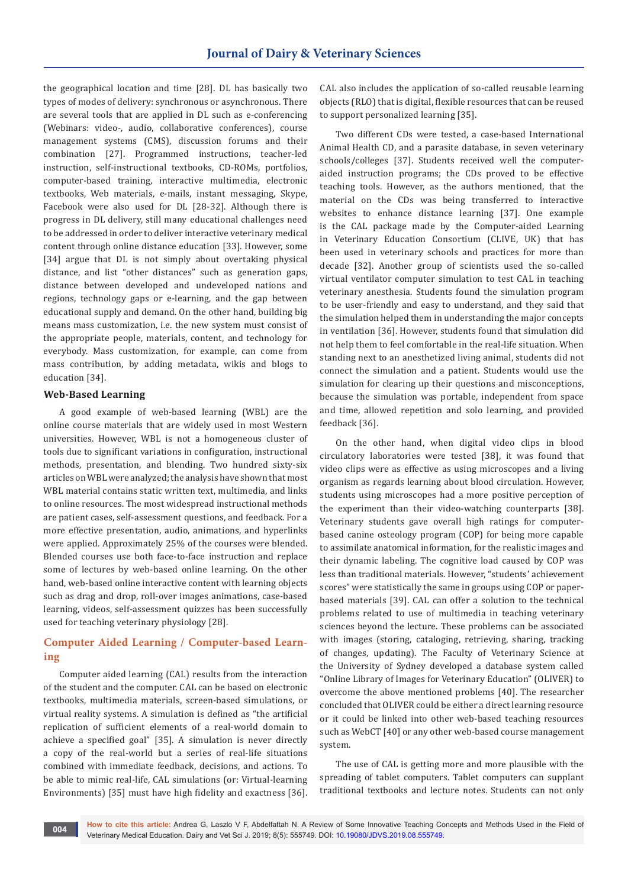the geographical location and time [28]. DL has basically two types of modes of delivery: synchronous or asynchronous. There are several tools that are applied in DL such as e-conferencing (Webinars: video-, audio, collaborative conferences), course management systems (CMS), discussion forums and their combination [27]. Programmed instructions, teacher-led instruction, self-instructional textbooks, CD-ROMs, portfolios, computer-based training, interactive multimedia, electronic textbooks, Web materials, e-mails, instant messaging, Skype, Facebook were also used for DL [28-32]. Although there is progress in DL delivery, still many educational challenges need to be addressed in order to deliver interactive veterinary medical content through online distance education [33]. However, some [34] argue that DL is not simply about overtaking physical distance, and list "other distances" such as generation gaps, distance between developed and undeveloped nations and regions, technology gaps or e-learning, and the gap between educational supply and demand. On the other hand, building big means mass customization, i.e. the new system must consist of the appropriate people, materials, content, and technology for everybody. Mass customization, for example, can come from mass contribution, by adding metadata, wikis and blogs to education [34].

### Web-Based Learning

A good example of web-based learning (WBL) are the online course materials that are widely used in most Western universities. However, WBL is not a homogeneous cluster of tools due to significant variations in configuration, instructional methods, presentation, and blending. Two hundred sixty-six articles on WBL were analyzed; the analysis have shown that most WBL material contains static written text, multimedia, and links to online resources. The most widespread instructional methods are patient cases, self-assessment questions, and feedback. For a more effective presentation, audio, animations, and hyperlinks were applied. Approximately 25% of the courses were blended. Blended courses use both face-to-face instruction and replace some of lectures by web-based online learning. On the other hand, web-based online interactive content with learning objects such as drag and drop, roll-over images animations, case-based learning, videos, self-assessment quizzes has been successfully used for teaching veterinary physiology [28].

## Computer Aided Learning / Computer-based Learning

Computer aided learning (CAL) results from the interaction of the student and the computer. CAL can be based on electronic textbooks, multimedia materials, screen-based simulations, or virtual reality systems. A simulation is defined as "the artificial replication of sufficient elements of a real-world domain to achieve a specified goal" [35]. A simulation is never directly a copy of the real-world but a series of real-life situations combined with immediate feedback, decisions, and actions. To be able to mimic real-life, CAL simulations (or: Virtual-learning Environments) [35] must have high fidelity and exactness [36]. CAL also includes the application of so-called reusable learning objects (RLO) that is digital, flexible resources that can be reused to support personalized learning [35].

Two different CDs were tested, a case-based International Animal Health CD, and a parasite database, in seven veterinary schools/colleges [37]. Students received well the computer-aided instruction programs; the CDs proved to be effective teaching tools. However, as the authors mentioned, that the material on the CDs was being transferred to interactive websites to enhance distance learning [37]. One example is the CAL package made by the Computer-aided Learning in Veterinary Education Consortium (CLIVE, UK) that has been used in veterinary schools and practices for more than decade [32]. Another group of scientists used the so-called virtual ventilator computer simulation to test CAL in teaching veterinary anesthesia. Students found the simulation program to be user-friendly and easy to understand, and they said that the simulation helped them in understanding the major concepts in ventilation [36]. However, students found that simulation did not help them to feel comfortable in the real-life situation. When standing next to an anesthetized living animal, students did not connect the simulation and a patient. Students would use the simulation for clearing up their questions and misconceptions, because the simulation was portable, independent from space and time, allowed repetition and solo learning, and provided feedback [36].

On the other hand, when digital video clips in blood circulatory laboratories were tested [38], it was found that video clips were as effective as using microscopes and a living organism as regards learning about blood circulation. However, students using microscopes had a more positive perception of the experiment than their video-watching counterparts [38]. Veterinary students gave overall high ratings for computer-based canine osteology program (COP) for being more capable to assimilate anatomical information, for the realistic images and their dynamic labeling. The cognitive load caused by COP was less than traditional materials. However, "students' achievement scores" were statistically the same in groups using COP or paper-based materials [39]. CAL can offer a solution to the technical problems related to use of multimedia in teaching veterinary sciences beyond the lecture. These problems can be associated with images (storing, cataloging, retrieving, sharing, tracking of changes, updating). The Faculty of Veterinary Science at the University of Sydney developed a database system called "Online Library of Images for Veterinary Education" (OLIVER) to overcome the above mentioned problems [40]. The researcher concluded that OLIVER could be either a direct learning resource or it could be linked into other web-based teaching resources such as WebCT [40] or any other web-based course management system.

The use of CAL is getting more and more plausible with the spreading of tablet computers. Tablet computers can supplant traditional textbooks and lecture notes. Students can not only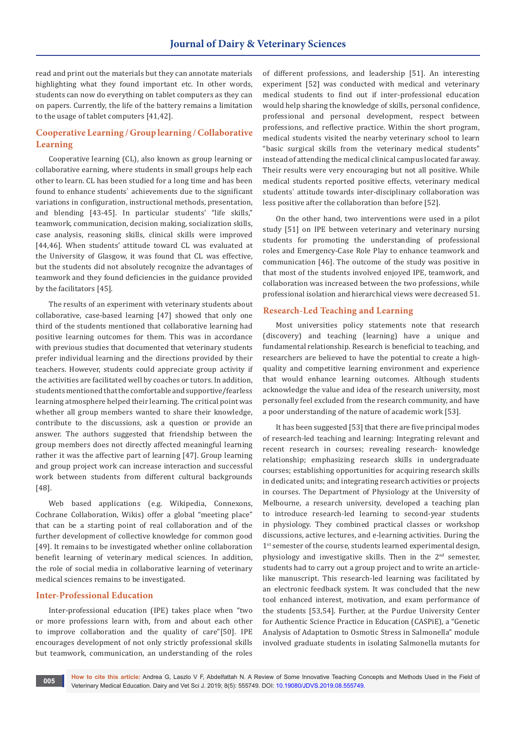read and print out the materials but they can annotate materials highlighting what they found important etc. In other words, students can now do everything on tablet computers as they can on papers. Currently, the life of the battery remains a limitation to the usage of tablet computers [41,42].

## Cooperative Learning / Group learning / Collaborative Learning

Cooperative learning (CL), also known as group learning or collaborative earning, where students in small groups help each other to learn. CL has been studied for a long time and has been found to enhance students` achievements due to the significant variations in configuration, instructional methods, presentation, and blending [43-45]. In particular students' "life skills," teamwork, communication, decision making, socialization skills, case analysis, reasoning skills, clinical skills were improved [44,46]. When students' attitude toward CL was evaluated at the University of Glasgow, it was found that CL was effective, but the students did not absolutely recognize the advantages of teamwork and they found deficiencies in the guidance provided by the facilitators [45].

The results of an experiment with veterinary students about collaborative, case-based learning [47] showed that only one third of the students mentioned that collaborative learning had positive learning outcomes for them. This was in accordance with previous studies that documented that veterinary students prefer individual learning and the directions provided by their teachers. However, students could appreciate group activity if the activities are facilitated well by coaches or tutors. In addition, students mentioned that the comfortable and supportive/fearless learning atmosphere helped their learning. The critical point was whether all group members wanted to share their knowledge, contribute to the discussions, ask a question or provide an answer. The authors suggested that friendship between the group members does not directly affected meaningful learning rather it was the affective part of learning [47]. Group learning and group project work can increase interaction and successful work between students from different cultural backgrounds [48].

Web based applications (e.g. Wikipedia, Connexons, Cochrane Collaboration, Wikis) offer a global "meeting place" that can be a starting point of real collaboration and of the further development of collective knowledge for common good [49]. It remains to be investigated whether online collaboration benefit learning of veterinary medical sciences. In addition, the role of social media in collaborative learning of veterinary medical sciences remains to be investigated.

## Inter-Professional Education

Inter-professional education (IPE) takes place when "two or more professions learn with, from and about each other to improve collaboration and the quality of care"[50]. IPE encourages development of not only strictly professional skills but teamwork, communication, an understanding of the roles of different professions, and leadership [51]. An interesting experiment [52] was conducted with medical and veterinary medical students to find out if inter-professional education would help sharing the knowledge of skills, personal confidence, professional and personal development, respect between professions, and reflective practice. Within the short program, medical students visited the nearby veterinary school to learn "basic surgical skills from the veterinary medical students" instead of attending the medical clinical campus located far away. Their results were very encouraging but not all positive. While medical students reported positive effects, veterinary medical students` attitude towards inter-disciplinary collaboration was less positive after the collaboration than before [52].

On the other hand, two interventions were used in a pilot study [51] on IPE between veterinary and veterinary nursing students for promoting the understanding of professional roles and Emergency-Case Role Play to enhance teamwork and communication [46]. The outcome of the study was positive in that most of the students involved enjoyed IPE, teamwork, and collaboration was increased between the two professions, while professional isolation and hierarchical views were decreased 51.

## Research-Led Teaching and Learning

Most universities policy statements note that research (discovery) and teaching (learning) have a unique and fundamental relationship. Research is beneficial to teaching, and researchers are believed to have the potential to create a high-quality and competitive learning environment and experience that would enhance learning outcomes. Although students acknowledge the value and idea of the research university, most personally feel excluded from the research community, and have a poor understanding of the nature of academic work [53].

It has been suggested [53] that there are five principal modes of research-led teaching and learning: Integrating relevant and recent research in courses; revealing research- knowledge relationship; emphasizing research skills in undergraduate courses; establishing opportunities for acquiring research skills in dedicated units; and integrating research activities or projects in courses. The Department of Physiology at the University of Melbourne, a research university, developed a teaching plan to introduce research-led learning to second-year students in physiology. They combined practical classes or workshop discussions, active lectures, and e-learning activities. During the 1st semester of the course, students learned experimental design, physiology and investigative skills. Then in the 2nd semester, students had to carry out a group project and to write an article-like manuscript. This research-led learning was facilitated by an electronic feedback system. It was concluded that the new tool enhanced interest, motivation, and exam performance of the students [53,54]. Further, at the Purdue University Center for Authentic Science Practice in Education (CASPiE), a "Genetic Analysis of Adaptation to Osmotic Stress in Salmonella" module involved graduate students in isolating Salmonella mutants for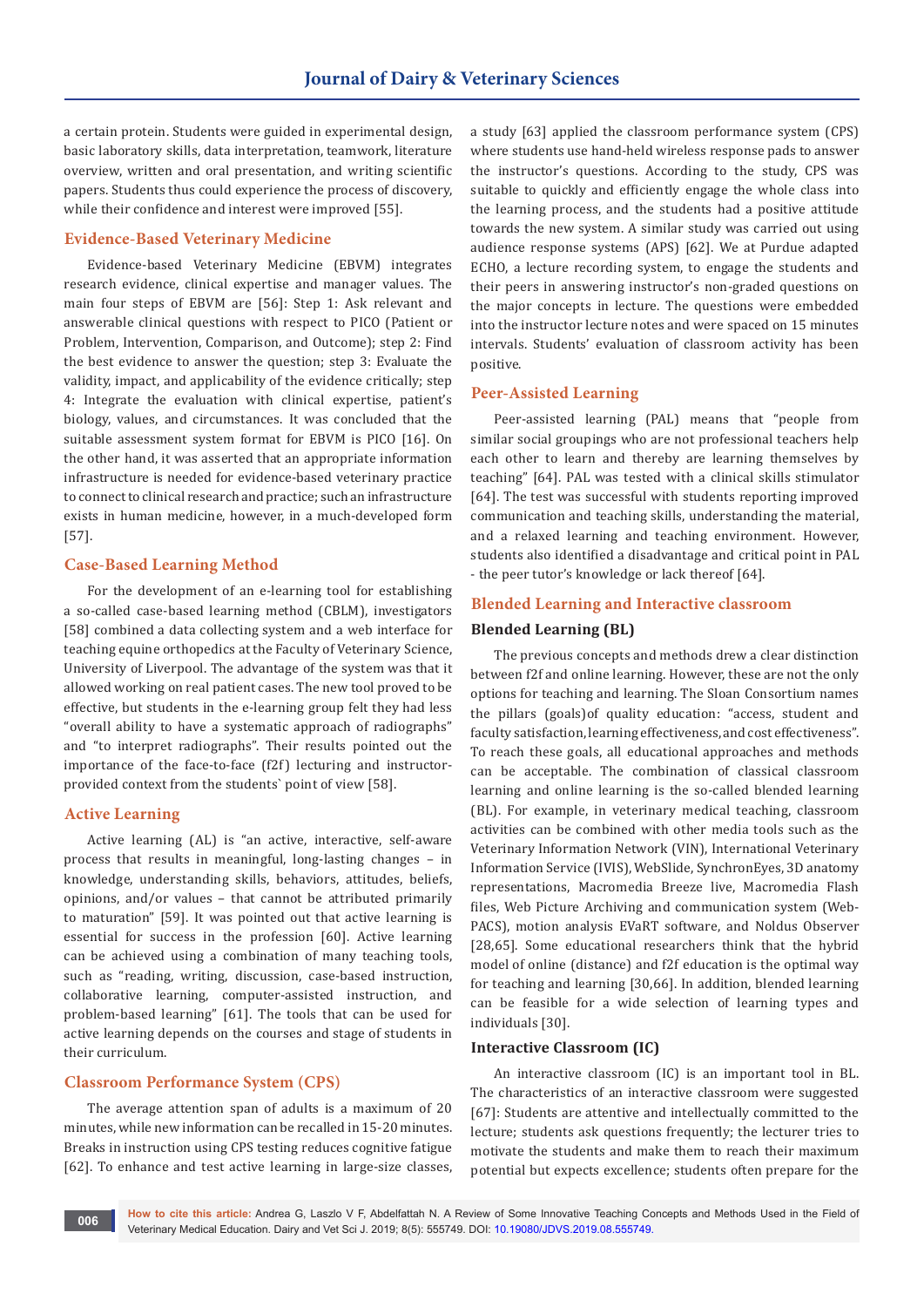a certain protein. Students were guided in experimental design, basic laboratory skills, data interpretation, teamwork, literature overview, written and oral presentation, and writing scientific papers. Students thus could experience the process of discovery, while their confidence and interest were improved [55].

## Evidence-Based Veterinary Medicine

Evidence-based Veterinary Medicine (EBVM) integrates research evidence, clinical expertise and manager values. The main four steps of EBVM are [56]: Step 1: Ask relevant and answerable clinical questions with respect to PICO (Patient or Problem, Intervention, Comparison, and Outcome); step 2: Find the best evidence to answer the question; step 3: Evaluate the validity, impact, and applicability of the evidence critically; step 4: Integrate the evaluation with clinical expertise, patient's biology, values, and circumstances. It was concluded that the suitable assessment system format for EBVM is PICO [16]. On the other hand, it was asserted that an appropriate information infrastructure is needed for evidence-based veterinary practice to connect to clinical research and practice; such an infrastructure exists in human medicine, however, in a much-developed form [57].

## Case-Based Learning Method

For the development of an e-learning tool for establishing a so-called case-based learning method (CBLM), investigators [58] combined a data collecting system and a web interface for teaching equine orthopedics at the Faculty of Veterinary Science, University of Liverpool. The advantage of the system was that it allowed working on real patient cases. The new tool proved to be effective, but students in the e-learning group felt they had less "overall ability to have a systematic approach of radiographs" and "to interpret radiographs". Their results pointed out the importance of the face-to-face (f2f) lecturing and instructor-provided context from the students` point of view [58].

## Active Learning

Active learning (AL) is "an active, interactive, self-aware process that results in meaningful, long-lasting changes – in knowledge, understanding skills, behaviors, attitudes, beliefs, opinions, and/or values – that cannot be attributed primarily to maturation" [59]. It was pointed out that active learning is essential for success in the profession [60]. Active learning can be achieved using a combination of many teaching tools, such as "reading, writing, discussion, case-based instruction, collaborative learning, computer-assisted instruction, and problem-based learning" [61]. The tools that can be used for active learning depends on the courses and stage of students in their curriculum.

## Classroom Performance System (CPS)

The average attention span of adults is a maximum of 20 minutes, while new information can be recalled in 15-20 minutes. Breaks in instruction using CPS testing reduces cognitive fatigue [62]. To enhance and test active learning in large-size classes, a study [63] applied the classroom performance system (CPS) where students used hand-held wireless response pads to answer the instructor's questions. According to the study, CPS was suitable to quickly and efficiently engage the whole class into the learning process, and the students had a positive attitude towards the new system. A similar study was carried out using audience response systems (APS) [62]. We at Purdue adapted ECHO, a lecture recording system, to engage the students and their peers in answering instructor's non-graded questions on the major concepts in lecture. The questions were embedded into the instructor lecture notes and were spaced on 15 minutes intervals. Students' evaluation of classroom activity has been positive.

## Peer-Assisted Learning

Peer-assisted learning (PAL) means that "people from similar social groupings who are not professional teachers help each other to learn and thereby are learning themselves by teaching" [64]. PAL was tested with a clinical skills stimulator [64]. The test was successful with students reporting improved communication and teaching skills, understanding the material, and a relaxed learning and teaching environment. However, students also identified a disadvantage and critical point in PAL - the peer tutor's knowledge or lack thereof [64].

## Blended Learning and Interactive classroom

### Blended Learning (BL)

The previous concepts and methods drew a clear distinction between f2f and online learning. However, these are not the only options for teaching and learning. The Sloan Consortium names the pillars (goals)of quality education: "access, student and faculty satisfaction, learning effectiveness, and cost effectiveness". To reach these goals, all educational approaches and methods can be acceptable. The combination of classical classroom learning and online learning is the so-called blended learning (BL). For example, in veterinary medical teaching, classroom activities can be combined with other media tools such as the Veterinary Information Network (VIN), International Veterinary Information Service (IVIS), WebSlide, SynchronEyes, 3D anatomy representations, Macromedia Breeze live, Macromedia Flash files, Web Picture Archiving and communication system (Web-PACS), motion analysis EVaRT software, and Noldus Observer [28,65]. Some educational researchers think that the hybrid model of online (distance) and f2f education is the optimal way for teaching and learning [30,66]. In addition, blended learning can be feasible for a wide selection of learning types and individuals [30].

### Interactive Classroom (IC)

An interactive classroom (IC) is an important tool in BL. The characteristics of an interactive classroom were suggested [67]: Students are attentive and intellectually committed to the lecture; students ask questions frequently; the lecturer tries to motivate the students and make them to reach their maximum potential but expects excellence; students often prepare for the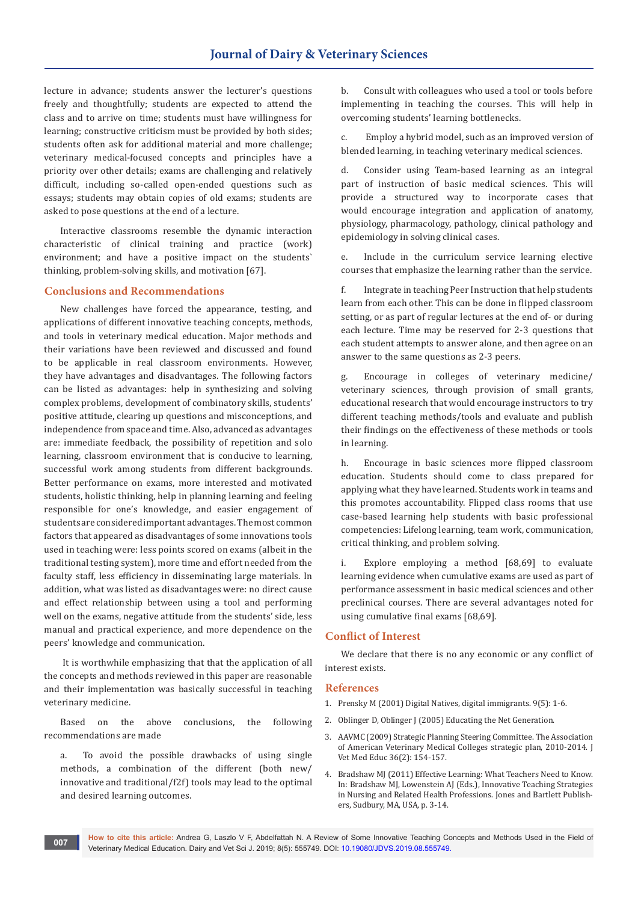lecture in advance; students answer the lecturer's questions freely and thoughtfully; students are expected to attend the class and to arrive on time; students must have willingness for learning; constructive criticism must be provided by both sides; students often ask for additional material and more challenge; veterinary medical-focused concepts and principles have a priority over other details; exams are challenging and relatively difficult, including so-called open-ended questions such as essays; students may obtain copies of old exams; students are asked to pose questions at the end of a lecture.

Interactive classrooms resemble the dynamic interaction characteristic of clinical training and practice (work) environment; and have a positive impact on the students` thinking, problem-solving skills, and motivation [67].

## Conclusions and Recommendations

New challenges have forced the appearance, testing, and applications of different innovative teaching concepts, methods, and tools in veterinary medical education. Major methods and their variations have been reviewed and discussed and found to be applicable in real classroom environments. However, they have advantages and disadvantages. The following factors can be listed as advantages: help in synthesizing and solving complex problems, development of combinatory skills, students' positive attitude, clearing up questions and misconceptions, and independence from space and time. Also, advanced as advantages are: immediate feedback, the possibility of repetition and solo learning, classroom environment that is conducive to learning, successful work among students from different backgrounds. Better performance on exams, more interested and motivated students, holistic thinking, help in planning learning and feeling responsible for one's knowledge, and easier engagement of students are considered important advantages. The most common factors that appeared as disadvantages of some innovations tools used in teaching were: less points scored on exams (albeit in the traditional testing system), more time and effort needed from the faculty staff, less efficiency in disseminating large materials. In addition, what was listed as disadvantages were: no direct cause and effect relationship between using a tool and performing well on the exams, negative attitude from the students' side, less manual and practical experience, and more dependence on the peers' knowledge and communication.

It is worthwhile emphasizing that that the application of all the concepts and methods reviewed in this paper are reasonable and their implementation was basically successful in teaching veterinary medicine.

Based on the above conclusions, the following recommendations are made

a. To avoid the possible drawbacks of using single methods, a combination of the different (both new/ innovative and traditional/f2f) tools may lead to the optimal and desired learning outcomes.

b. Consult with colleagues who used a tool or tools before implementing in teaching the courses. This will help in overcoming students' learning bottlenecks.

c. Employ a hybrid model, such as an improved version of blended learning, in teaching veterinary medical sciences.

d. Consider using Team-based learning as an integral part of instruction of basic medical sciences. This will provide a structured way to incorporate cases that would encourage integration and application of anatomy, physiology, pharmacology, pathology, clinical pathology and epidemiology in solving clinical cases.

e. Include in the curriculum service learning elective courses that emphasize the learning rather than the service.

f. Integrate in teaching Peer Instruction that help students learn from each other. This can be done in flipped classroom setting, or as part of regular lectures at the end of- or during each lecture. Time may be reserved for 2-3 questions that each student attempts to answer alone, and then agree on an answer to the same questions as 2-3 peers.

g. Encourage in colleges of veterinary medicine/ veterinary sciences, through provision of small grants, educational research that would encourage instructors to try different teaching methods/tools and evaluate and publish their findings on the effectiveness of these methods or tools in learning.

h. Encourage in basic sciences more flipped classroom education. Students should come to class prepared for applying what they have learned. Students work in teams and this promotes accountability. Flipped class rooms that use case-based learning help students with basic professional competencies: Lifelong learning, team work, communication, critical thinking, and problem solving.

i. Explore employing a method [68,69] to evaluate learning evidence when cumulative exams are used as part of performance assessment in basic medical sciences and other preclinical courses. There are several advantages noted for using cumulative final exams [68,69].

## Conflict of Interest

We declare that there is no any economic or any conflict of interest exists.

## References

1. Prensky M (2001) Digital Natives, digital immigrants. 9(5): 1-6.
2. Oblinger D, Oblinger J (2005) Educating the Net Generation.
3. AAVMC (2009) Strategic Planning Steering Committee. The Association of American Veterinary Medical Colleges strategic plan, 2010-2014. J Vet Med Educ 36(2): 154-157.
4. Bradshaw MJ (2011) Effective Learning: What Teachers Need to Know. In: Bradshaw MJ, Lowenstein AJ (Eds.), Innovative Teaching Strategies in Nursing and Related Health Professions. Jones and Bartlett Publishers, Sudbury, MA, USA, p. 3-14.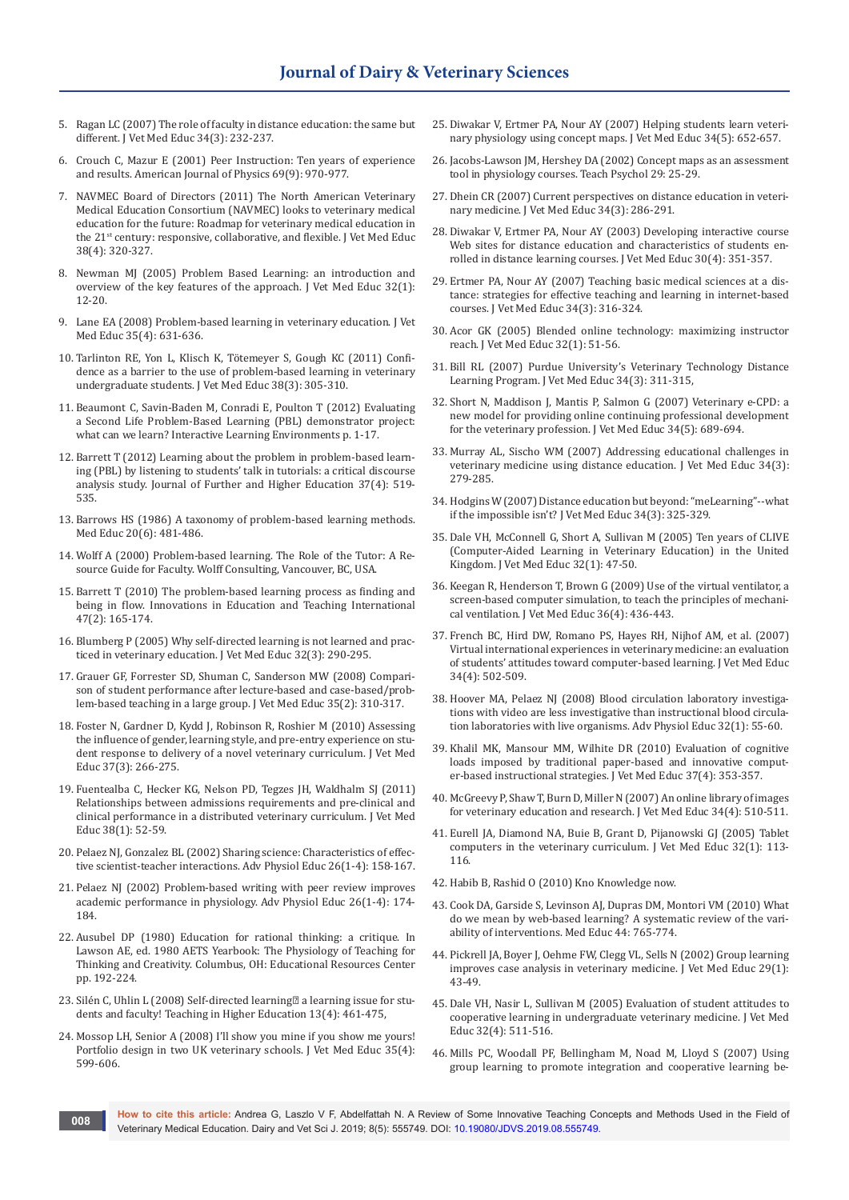5. Ragan LC (2007) The role of faculty in distance education: the same but different. J Vet Med Educ 34(3): 232-237.

6. Crouch C, Mazur E (2001) Peer Instruction: Ten years of experience and results. American Journal of Physics 69(9): 970-977.

7. NAVMEC Board of Directors (2011) The North American Veterinary Medical Education Consortium (NAVMEC) looks to veterinary medical education for the future: Roadmap for veterinary medical education in the 21st century: responsive, collaborative, and flexible. J Vet Med Educ 38(4): 320-327.

8. Newman MJ (2005) Problem Based Learning: an introduction and overview of the key features of the approach. J Vet Med Educ 32(1): 12-20.

9. Lane EA (2008) Problem-based learning in veterinary education. J Vet Med Educ 35(4): 631-636.

10. Tarlinton RE, Yon L, Klisch K, Tötemeyer S, Gough KC (2011) Confidence as a barrier to the use of problem-based learning in veterinary undergraduate students. J Vet Med Educ 38(3): 305-310.

11. Beaumont C, Savin-Baden M, Conradi E, Poulton T (2012) Evaluating a Second Life Problem-Based Learning (PBL) demonstrator project: what can we learn? Interactive Learning Environments p. 1-17.

12. Barrett T (2012) Learning about the problem in problem-based learning (PBL) by listening to students' talk in tutorials: a critical discourse analysis study. Journal of Further and Higher Education 37(4): 519-535.

13. Barrows HS (1986) A taxonomy of problem-based learning methods. Med Educ 20(6): 481-486.

14. Wolff A (2000) Problem-based learning. The Role of the Tutor: A Resource Guide for Faculty. Wolff Consulting, Vancouver, BC, USA.

15. Barrett T (2010) The problem-based learning process as finding and being in flow. Innovations in Education and Teaching International 47(2): 165-174.

16. Blumberg P (2005) Why self-directed learning is not learned and practiced in veterinary education. J Vet Med Educ 32(3): 290-295.

17. Grauer GF, Forrester SD, Shuman C, Sanderson MW (2008) Comparison of student performance after lecture-based and case-based/problem-based teaching in a large group. J Vet Med Educ 35(2): 310-317.

18. Foster N, Gardner D, Kydd J, Robinson R, Roshier M (2010) Assessing the influence of gender, learning style, and pre-entry experience on student response to delivery of a novel veterinary curriculum. J Vet Med Educ 37(3): 266-275.

19. Fuentealba C, Hecker KG, Nelson PD, Tegzes JH, Waldhalm SJ (2011) Relationships between admissions requirements and pre-clinical and clinical performance in a distributed veterinary curriculum. J Vet Med Educ 38(1): 52-59.

20. Pelaez NJ, Gonzalez BL (2002) Sharing science: Characteristics of effective scientist-teacher interactions. Adv Physiol Educ 26(1-4): 158-167.

21. Pelaez NJ (2002) Problem-based writing with peer review improves academic performance in physiology. Adv Physiol Educ 26(1-4): 174-184.

22. Ausubel DP (1980) Education for rational thinking: a critique. In Lawson AE, ed. 1980 AETS Yearbook: The Physiology of Teaching for Thinking and Creativity. Columbus, OH: Educational Resources Center pp. 192-224.

23. Silén C, Uhlin L (2008) Self-directed learning a learning issue for students and faculty! Teaching in Higher Education 13(4): 461-475,

24. Mossop LH, Senior A (2008) I'll show you mine if you show me yours! Portfolio design in two UK veterinary schools. J Vet Med Educ 35(4): 599-606.

25. Diwakar V, Ertmer PA, Nour AY (2007) Helping students learn veterinary physiology using concept maps. J Vet Med Educ 34(5): 652-657.

26. Jacobs-Lawson JM, Hershey DA (2002) Concept maps as an assessment tool in physiology courses. Teach Psychol 29: 25-29.

27. Dhein CR (2007) Current perspectives on distance education in veterinary medicine. J Vet Med Educ 34(3): 286-291.

28. Diwakar V, Ertmer PA, Nour AY (2003) Developing interactive course Web sites for distance education and characteristics of students enrolled in distance learning courses. J Vet Med Educ 30(4): 351-357.

29. Ertmer PA, Nour AY (2007) Teaching basic medical sciences at a distance: strategies for effective teaching and learning in internet-based courses. J Vet Med Educ 34(3): 316-324.

30. Acor GK (2005) Blended online technology: maximizing instructor reach. J Vet Med Educ 32(1): 51-56.

31. Bill RL (2007) Purdue University's Veterinary Technology Distance Learning Program. J Vet Med Educ 34(3): 311-315,

32. Short N, Maddison J, Mantis P, Salmon G (2007) Veterinary e-CPD: a new model for providing online continuing professional development for the veterinary profession. J Vet Med Educ 34(5): 689-694.

33. Murray AL, Sischo WM (2007) Addressing educational challenges in veterinary medicine using distance education. J Vet Med Educ 34(3): 279-285.

34. Hodgins W (2007) Distance education but beyond: "meLearning"--what if the impossible isn't? J Vet Med Educ 34(3): 325-329.

35. Dale VH, McConnell G, Short A, Sullivan M (2005) Ten years of CLIVE (Computer-Aided Learning in Veterinary Education) in the United Kingdom. J Vet Med Educ 32(1): 47-50.

36. Keegan R, Henderson T, Brown G (2009) Use of the virtual ventilator, a screen-based computer simulation, to teach the principles of mechanical ventilation. J Vet Med Educ 36(4): 436-443.

37. French BC, Hird DW, Romano PS, Hayes RH, Nijhof AM, et al. (2007) Virtual international experiences in veterinary medicine: an evaluation of students' attitudes toward computer-based learning. J Vet Med Educ 34(4): 502-509.

38. Hoover MA, Pelaez NJ (2008) Blood circulation laboratory investigations with video are less investigative than instructional blood circulation laboratories with live organisms. Adv Physiol Educ 32(1): 55-60.

39. Khalil MK, Mansour MM, Wilhite DR (2010) Evaluation of cognitive loads imposed by traditional paper-based and innovative computer-based instructional strategies. J Vet Med Educ 37(4): 353-357.

40. McGreevy P, Shaw T, Burn D, Miller N (2007) An online library of images for veterinary education and research. J Vet Med Educ 34(4): 510-511.

41. Eurell JA, Diamond NA, Buie B, Grant D, Pijanowski GJ (2005) Tablet computers in the veterinary curriculum. J Vet Med Educ 32(1): 113-116.

42. Habib B, Rashid O (2010) Kno Knowledge now.

43. Cook DA, Garside S, Levinson AJ, Dupras DM, Montori VM (2010) What do we mean by web-based learning? A systematic review of the variability of interventions. Med Educ 44: 765-774.

44. Pickrell JA, Boyer J, Oehme FW, Clegg VL, Sells N (2002) Group learning improves case analysis in veterinary medicine. J Vet Med Educ 29(1): 43-49.

45. Dale VH, Nasir L, Sullivan M (2005) Evaluation of student attitudes to cooperative learning in undergraduate veterinary medicine. J Vet Med Educ 32(4): 511-516.

46. Mills PC, Woodall PF, Bellingham M, Noad M, Lloyd S (2007) Using group learning to promote integration and cooperative learning be-

**How to cite this article:** Andrea G, Laszlo V F, Abdelfattah N. A Review of Some Innovative Teaching Concepts and Methods Used in the Field of Veterinary Medical Education. Dairy and Vet Sci J. 2019; 8(5): 555749. DOI: 10.19080/JDVS.2019.08.555749.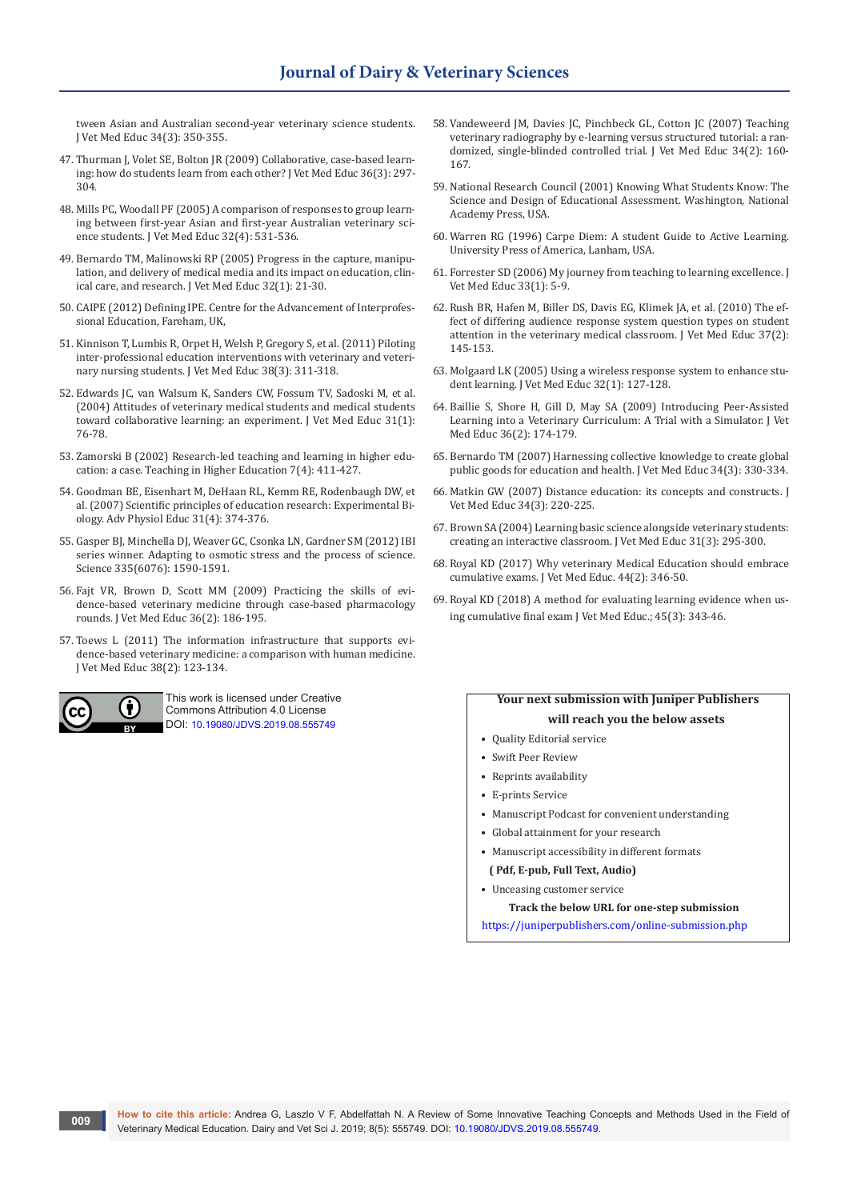tween Asian and Australian second-year veterinary science students. J Vet Med Educ 34(3): 350-355.

47. Thurman J, Volet SE, Bolton JR (2009) Collaborative, case-based learning: how do students learn from each other? J Vet Med Educ 36(3): 297-304.

48. Mills PC, Woodall PF (2005) A comparison of responses to group learning between first-year Asian and first-year Australian veterinary science students. J Vet Med Educ 32(4): 531-536.

49. Bernardo TM, Malinowski RP (2005) Progress in the capture, manipulation, and delivery of medical media and its impact on education, clinical care, and research. J Vet Med Educ 32(1): 21-30.

50. CAIPE (2012) Defining IPE. Centre for the Advancement of Interprofessional Education, Fareham, UK,

51. Kinnison T, Lumbis R, Orpet H, Welsh P, Gregory S, et al. (2011) Piloting inter-professional education interventions with veterinary and veterinary nursing students. J Vet Med Educ 38(3): 311-318.

52. Edwards JC, van Walsum K, Sanders CW, Fossum TV, Sadoski M, et al. (2004) Attitudes of veterinary medical students and medical students toward collaborative learning: an experiment. J Vet Med Educ 31(1): 76-78.

53. Zamorski B (2002) Research-led teaching and learning in higher education: a case. Teaching in Higher Education 7(4): 411-427.

54. Goodman BE, Eisenhart M, DeHaan RL, Kemm RE, Rodenbaugh DW, et al. (2007) Scientific principles of education research: Experimental Biology. Adv Physiol Educ 31(4): 374-376.

55. Gasper BJ, Minchella DJ, Weaver GC, Csonka LN, Gardner SM (2012) IBI series winner. Adapting to osmotic stress and the process of science. Science 335(6076): 1590-1591.

56. Fajt VR, Brown D, Scott MM (2009) Practicing the skills of evidence-based veterinary medicine through case-based pharmacology rounds. J Vet Med Educ 36(2): 186-195.

57. Toews L (2011) The information infrastructure that supports evidence-based veterinary medicine: a comparison with human medicine. J Vet Med Educ 38(2): 123-134.

58. Vandeweerd JM, Davies JC, Pinchbeck GL, Cotton JC (2007) Teaching veterinary radiography by e-learning versus structured tutorial: a randomized, single-blinded controlled trial. J Vet Med Educ 34(2): 160-167.

59. National Research Council (2001) Knowing What Students Know: The Science and Design of Educational Assessment. Washington, National Academy Press, USA.

60. Warren RG (1996) Carpe Diem: A student Guide to Active Learning. University Press of America, Lanham, USA.

61. Forrester SD (2006) My journey from teaching to learning excellence. J Vet Med Educ 33(1): 5-9.

62. Rush BR, Hafen M, Biller DS, Davis EG, Klimek JA, et al. (2010) The effect of differing audience response system question types on student attention in the veterinary medical classroom. J Vet Med Educ 37(2): 145-153.

63. Molgaard LK (2005) Using a wireless response system to enhance student learning. J Vet Med Educ 32(1): 127-128.

64. Baillie S, Shore H, Gill D, May SA (2009) Introducing Peer-Assisted Learning into a Veterinary Curriculum: A Trial with a Simulator. J Vet Med Educ 36(2): 174-179.

65. Bernardo TM (2007) Harnessing collective knowledge to create global public goods for education and health. J Vet Med Educ 34(3): 330-334.

66. Matkin GW (2007) Distance education: its concepts and constructs. J Vet Med Educ 34(3): 220-225.

67. Brown SA (2004) Learning basic science alongside veterinary students: creating an interactive classroom. J Vet Med Educ 31(3): 295-300.

68. Royal KD (2017) Why veterinary Medical Education should embrace cumulative exams. J Vet Med Educ. 44(2): 346-50.

69. Royal KD (2018) A method for evaluating learning evidence when using cumulative final exam J Vet Med Educ.; 45(3): 343-46.

This work is licensed under Creative Commons Attribution 4.0 License
DOI: 10.19080/JDVS.2019.08.555749

**Your next submission with Juniper Publishers will reach you the below assets**

- Quality Editorial service
- Swift Peer Review
- Reprints availability
- E-prints Service
- Manuscript Podcast for convenient understanding
- Global attainment for your research
- Manuscript accessibility in different formats

  **( Pdf, E-pub, Full Text, Audio)**
- Unceasing customer service

**Track the below URL for one-step submission**

https://juniperpublishers.com/online-submission.php